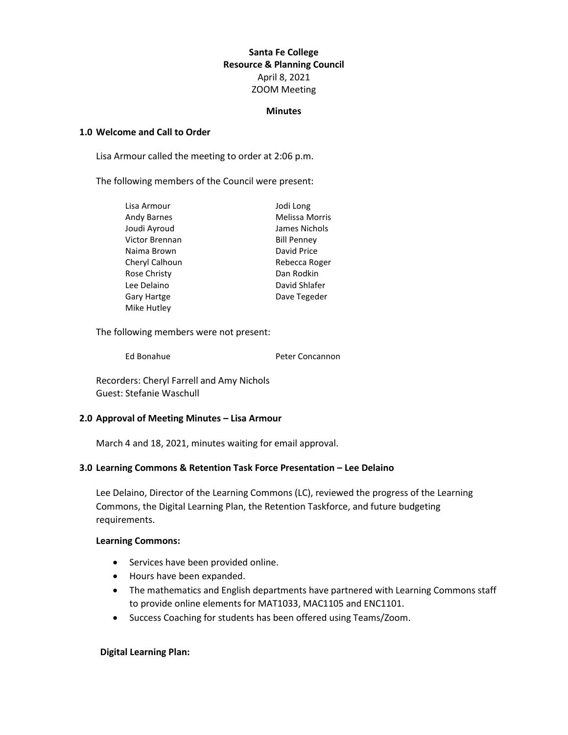**Santa Fe College**
**Resource & Planning Council**
April 8, 2021
ZOOM Meeting

**Minutes**

## 1.0 Welcome and Call to Order

Lisa Armour called the meeting to order at 2:06 p.m.

The following members of the Council were present:

| | |
|---|---|
| Lisa Armour | Jodi Long |
| Andy Barnes | Melissa Morris |
| Joudi Ayroud | James Nichols |
| Victor Brennan | Bill Penney |
| Naima Brown | David Price |
| Cheryl Calhoun | Rebecca Roger |
| Rose Christy | Dan Rodkin |
| Lee Delaino | David Shlafer |
| Gary Hartge | Dave Tegeder |
| Mike Hutley | |

The following members were not present:

| | |
|---|---|
| Ed Bonahue | Peter Concannon |

Recorders: Cheryl Farrell and Amy Nichols
Guest: Stefanie Waschull

## 2.0 Approval of Meeting Minutes – Lisa Armour

March 4 and 18, 2021, minutes waiting for email approval.

## 3.0 Learning Commons & Retention Task Force Presentation – Lee Delaino

Lee Delaino, Director of the Learning Commons (LC), reviewed the progress of the Learning Commons, the Digital Learning Plan, the Retention Taskforce, and future budgeting requirements.

**Learning Commons:**

- Services have been provided online.
- Hours have been expanded.
- The mathematics and English departments have partnered with Learning Commons staff to provide online elements for MAT1033, MAC1105 and ENC1101.
- Success Coaching for students has been offered using Teams/Zoom.

**Digital Learning Plan:**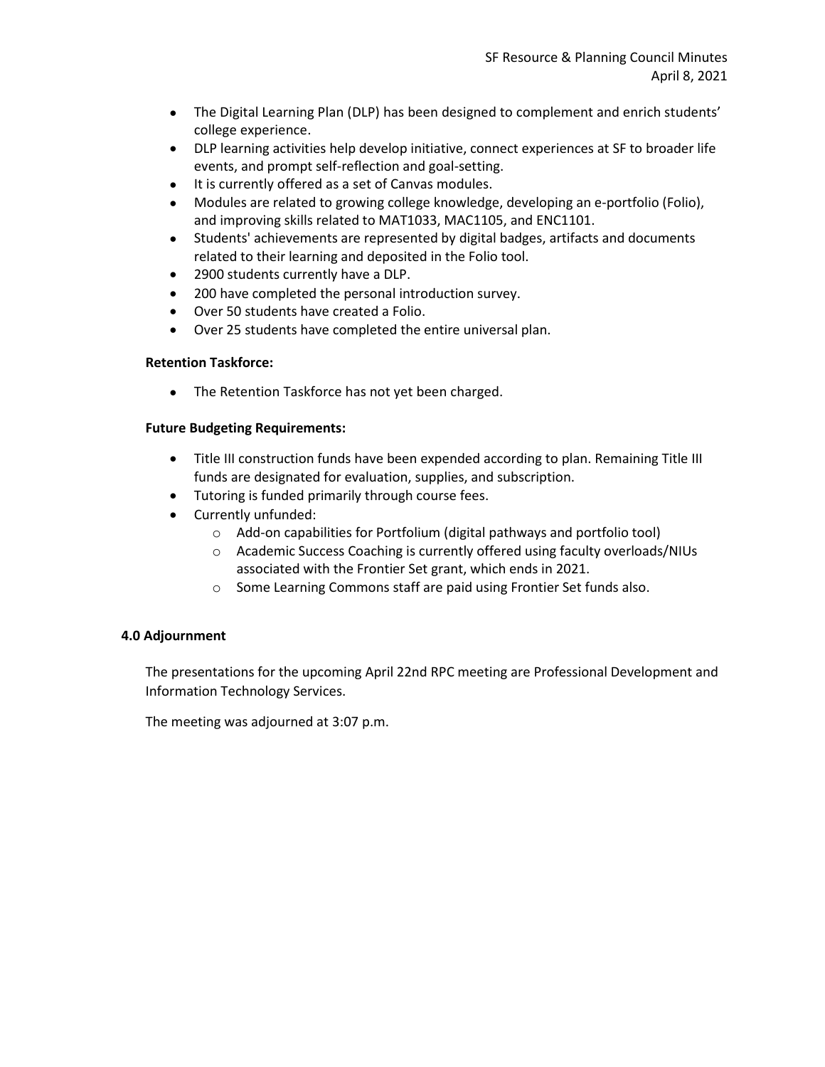- The Digital Learning Plan (DLP) has been designed to complement and enrich students' college experience.
- DLP learning activities help develop initiative, connect experiences at SF to broader life events, and prompt self-reflection and goal-setting.
- It is currently offered as a set of Canvas modules.
- Modules are related to growing college knowledge, developing an e-portfolio (Folio), and improving skills related to MAT1033, MAC1105, and ENC1101.
- Students' achievements are represented by digital badges, artifacts and documents related to their learning and deposited in the Folio tool.
- 2900 students currently have a DLP.
- 200 have completed the personal introduction survey.
- Over 50 students have created a Folio.
- Over 25 students have completed the entire universal plan.

**Retention Taskforce:**

- The Retention Taskforce has not yet been charged.

**Future Budgeting Requirements:**

- Title III construction funds have been expended according to plan. Remaining Title III funds are designated for evaluation, supplies, and subscription.
- Tutoring is funded primarily through course fees.
- Currently unfunded:
    - Add-on capabilities for Portfolium (digital pathways and portfolio tool)
    - Academic Success Coaching is currently offered using faculty overloads/NIUs associated with the Frontier Set grant, which ends in 2021.
    - Some Learning Commons staff are paid using Frontier Set funds also.

**4.0 Adjournment**

The presentations for the upcoming April 22nd RPC meeting are Professional Development and Information Technology Services.

The meeting was adjourned at 3:07 p.m.